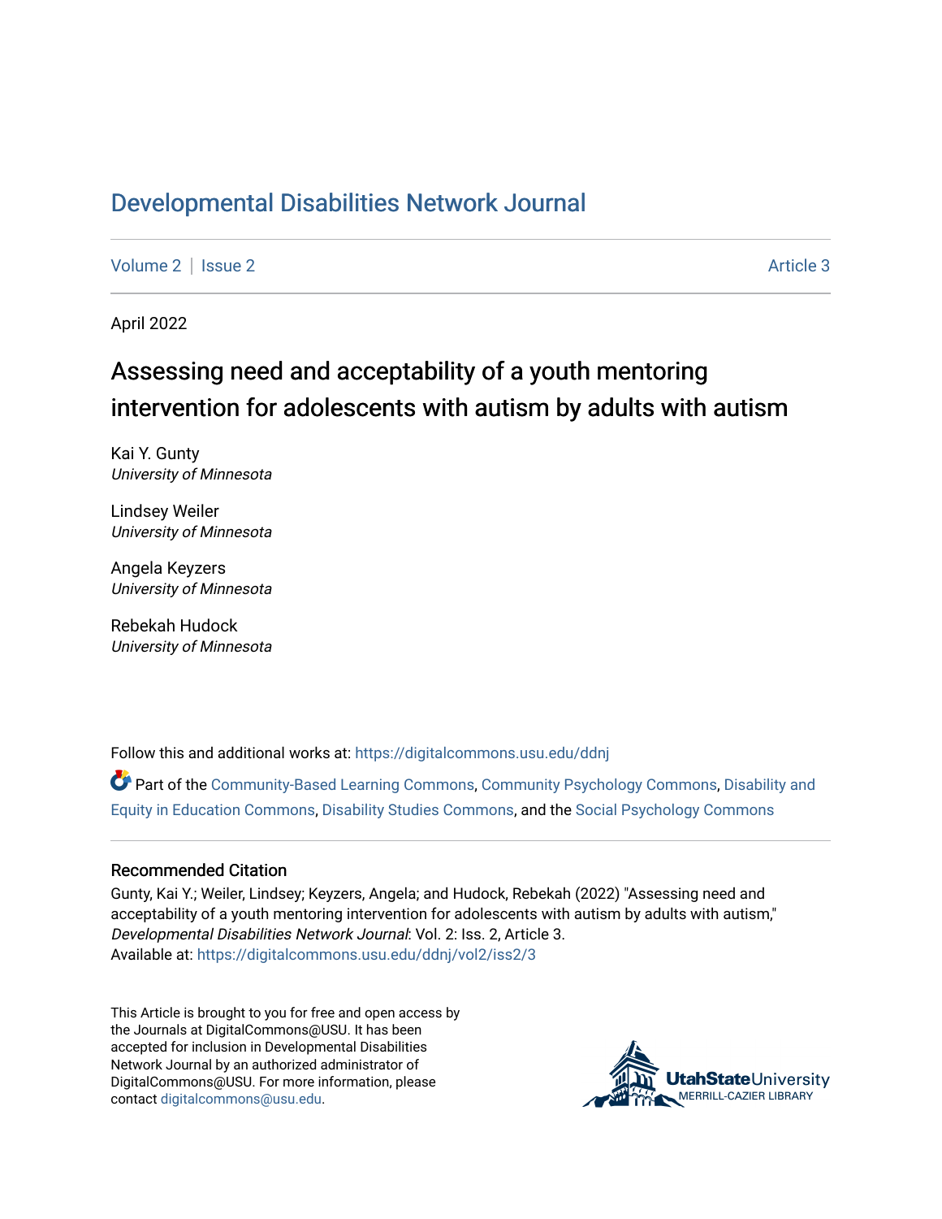# Developmental Disabilities Network Journal

Volume 2 | Issue 2 Article 3

April 2022

## Assessing need and acceptability of a youth mentoring intervention for adolescents with autism by adults with autism

Kai Y. Gunty
*University of Minnesota*

Lindsey Weiler
*University of Minnesota*

Angela Keyzers
*University of Minnesota*

Rebekah Hudock
*University of Minnesota*

Follow this and additional works at: https://digitalcommons.usu.edu/ddnj

Part of the Community-Based Learning Commons, Community Psychology Commons, Disability and Equity in Education Commons, Disability Studies Commons, and the Social Psychology Commons

### Recommended Citation

Gunty, Kai Y.; Weiler, Lindsey; Keyzers, Angela; and Hudock, Rebekah (2022) "Assessing need and acceptability of a youth mentoring intervention for adolescents with autism by adults with autism," *Developmental Disabilities Network Journal*: Vol. 2: Iss. 2, Article 3.
Available at: https://digitalcommons.usu.edu/ddnj/vol2/iss2/3

This Article is brought to you for free and open access by the Journals at DigitalCommons@USU. It has been accepted for inclusion in Developmental Disabilities Network Journal by an authorized administrator of DigitalCommons@USU. For more information, please contact digitalcommons@usu.edu.

UtahStateUniversity
MERRILL-CAZIER LIBRARY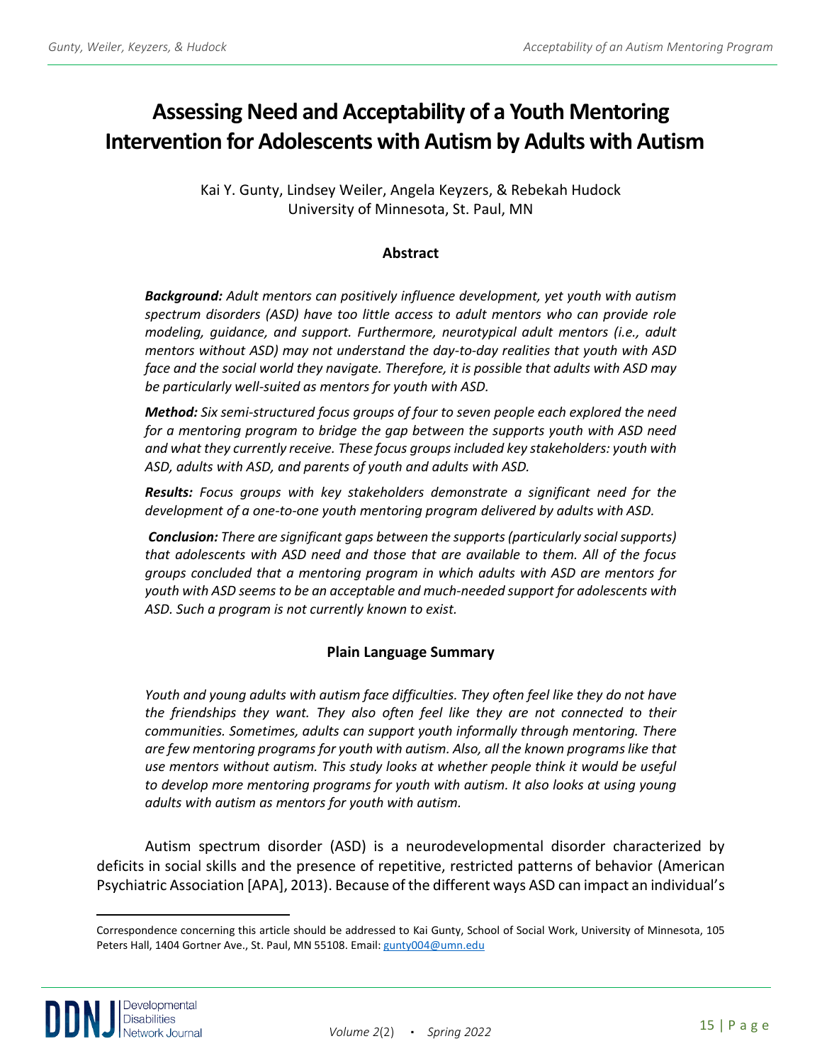# Assessing Need and Acceptability of a Youth Mentoring Intervention for Adolescents with Autism by Adults with Autism

Kai Y. Gunty, Lindsey Weiler, Angela Keyzers, & Rebekah Hudock
University of Minnesota, St. Paul, MN

## Abstract

***Background:*** *Adult mentors can positively influence development, yet youth with autism spectrum disorders (ASD) have too little access to adult mentors who can provide role modeling, guidance, and support. Furthermore, neurotypical adult mentors (i.e., adult mentors without ASD) may not understand the day-to-day realities that youth with ASD face and the social world they navigate. Therefore, it is possible that adults with ASD may be particularly well-suited as mentors for youth with ASD.*

***Method:*** *Six semi-structured focus groups of four to seven people each explored the need for a mentoring program to bridge the gap between the supports youth with ASD need and what they currently receive. These focus groups included key stakeholders: youth with ASD, adults with ASD, and parents of youth and adults with ASD.*

***Results:*** *Focus groups with key stakeholders demonstrate a significant need for the development of a one-to-one youth mentoring program delivered by adults with ASD.*

***Conclusion:*** *There are significant gaps between the supports (particularly social supports) that adolescents with ASD need and those that are available to them. All of the focus groups concluded that a mentoring program in which adults with ASD are mentors for youth with ASD seems to be an acceptable and much-needed support for adolescents with ASD. Such a program is not currently known to exist.*

## Plain Language Summary

*Youth and young adults with autism face difficulties. They often feel like they do not have the friendships they want. They also often feel like they are not connected to their communities. Sometimes, adults can support youth informally through mentoring. There are few mentoring programs for youth with autism. Also, all the known programs like that use mentors without autism. This study looks at whether people think it would be useful to develop more mentoring programs for youth with autism. It also looks at using young adults with autism as mentors for youth with autism.*

Autism spectrum disorder (ASD) is a neurodevelopmental disorder characterized by deficits in social skills and the presence of repetitive, restricted patterns of behavior (American Psychiatric Association [APA], 2013). Because of the different ways ASD can impact an individual's

---

Correspondence concerning this article should be addressed to Kai Gunty, School of Social Work, University of Minnesota, 105 Peters Hall, 1404 Gortner Ave., St. Paul, MN 55108. Email: gunty004@umn.edu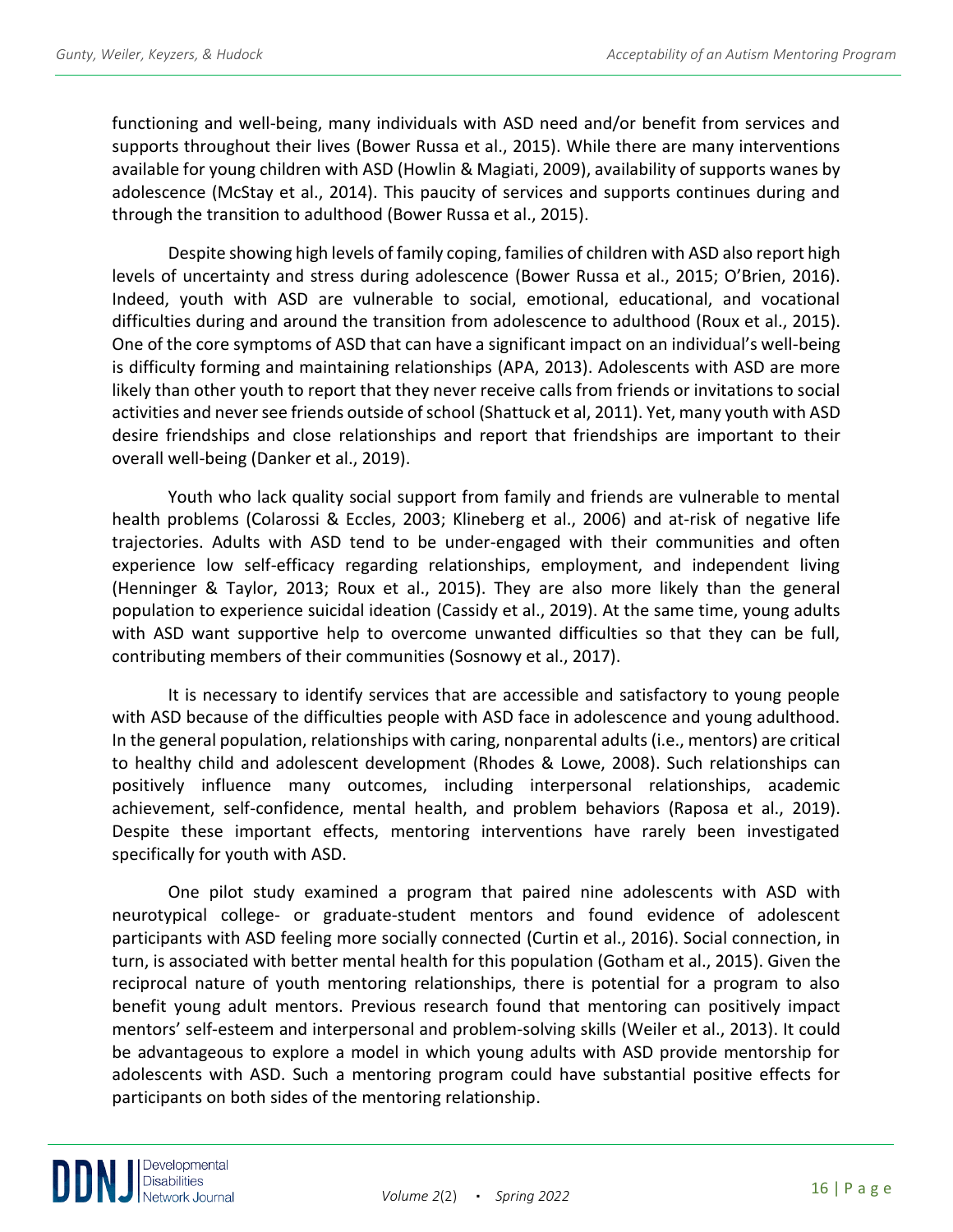functioning and well-being, many individuals with ASD need and/or benefit from services and supports throughout their lives (Bower Russa et al., 2015). While there are many interventions available for young children with ASD (Howlin & Magiati, 2009), availability of supports wanes by adolescence (McStay et al., 2014). This paucity of services and supports continues during and through the transition to adulthood (Bower Russa et al., 2015).

Despite showing high levels of family coping, families of children with ASD also report high levels of uncertainty and stress during adolescence (Bower Russa et al., 2015; O'Brien, 2016). Indeed, youth with ASD are vulnerable to social, emotional, educational, and vocational difficulties during and around the transition from adolescence to adulthood (Roux et al., 2015). One of the core symptoms of ASD that can have a significant impact on an individual's well-being is difficulty forming and maintaining relationships (APA, 2013). Adolescents with ASD are more likely than other youth to report that they never receive calls from friends or invitations to social activities and never see friends outside of school (Shattuck et al, 2011). Yet, many youth with ASD desire friendships and close relationships and report that friendships are important to their overall well-being (Danker et al., 2019).

Youth who lack quality social support from family and friends are vulnerable to mental health problems (Colarossi & Eccles, 2003; Klineberg et al., 2006) and at-risk of negative life trajectories. Adults with ASD tend to be under-engaged with their communities and often experience low self-efficacy regarding relationships, employment, and independent living (Henninger & Taylor, 2013; Roux et al., 2015). They are also more likely than the general population to experience suicidal ideation (Cassidy et al., 2019). At the same time, young adults with ASD want supportive help to overcome unwanted difficulties so that they can be full, contributing members of their communities (Sosnowy et al., 2017).

It is necessary to identify services that are accessible and satisfactory to young people with ASD because of the difficulties people with ASD face in adolescence and young adulthood. In the general population, relationships with caring, nonparental adults (i.e., mentors) are critical to healthy child and adolescent development (Rhodes & Lowe, 2008). Such relationships can positively influence many outcomes, including interpersonal relationships, academic achievement, self-confidence, mental health, and problem behaviors (Raposa et al., 2019). Despite these important effects, mentoring interventions have rarely been investigated specifically for youth with ASD.

One pilot study examined a program that paired nine adolescents with ASD with neurotypical college- or graduate-student mentors and found evidence of adolescent participants with ASD feeling more socially connected (Curtin et al., 2016). Social connection, in turn, is associated with better mental health for this population (Gotham et al., 2015). Given the reciprocal nature of youth mentoring relationships, there is potential for a program to also benefit young adult mentors. Previous research found that mentoring can positively impact mentors' self-esteem and interpersonal and problem-solving skills (Weiler et al., 2013). It could be advantageous to explore a model in which young adults with ASD provide mentorship for adolescents with ASD. Such a mentoring program could have substantial positive effects for participants on both sides of the mentoring relationship.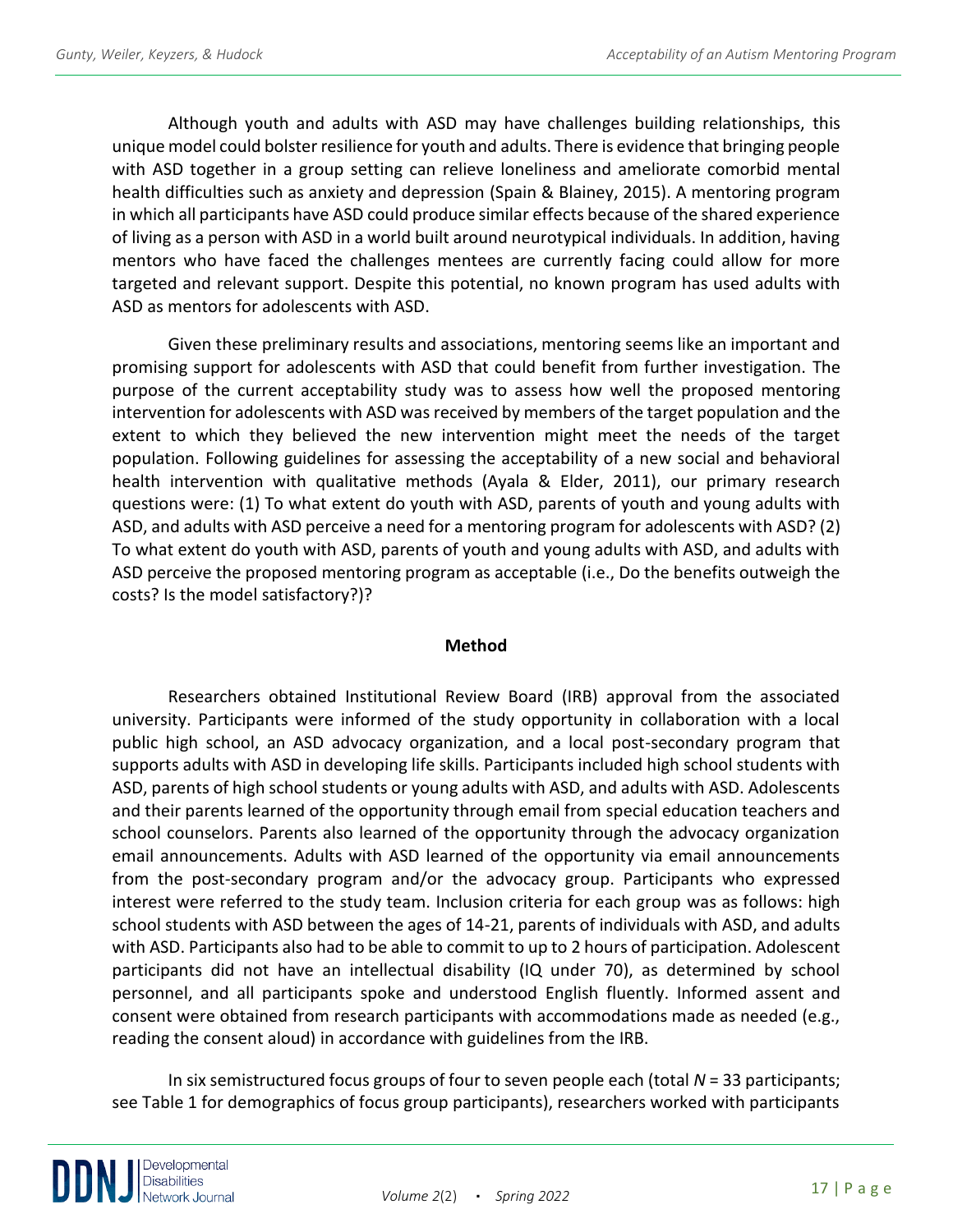Although youth and adults with ASD may have challenges building relationships, this unique model could bolster resilience for youth and adults. There is evidence that bringing people with ASD together in a group setting can relieve loneliness and ameliorate comorbid mental health difficulties such as anxiety and depression (Spain & Blainey, 2015). A mentoring program in which all participants have ASD could produce similar effects because of the shared experience of living as a person with ASD in a world built around neurotypical individuals. In addition, having mentors who have faced the challenges mentees are currently facing could allow for more targeted and relevant support. Despite this potential, no known program has used adults with ASD as mentors for adolescents with ASD.

Given these preliminary results and associations, mentoring seems like an important and promising support for adolescents with ASD that could benefit from further investigation. The purpose of the current acceptability study was to assess how well the proposed mentoring intervention for adolescents with ASD was received by members of the target population and the extent to which they believed the new intervention might meet the needs of the target population. Following guidelines for assessing the acceptability of a new social and behavioral health intervention with qualitative methods (Ayala & Elder, 2011), our primary research questions were: (1) To what extent do youth with ASD, parents of youth and young adults with ASD, and adults with ASD perceive a need for a mentoring program for adolescents with ASD? (2) To what extent do youth with ASD, parents of youth and young adults with ASD, and adults with ASD perceive the proposed mentoring program as acceptable (i.e., Do the benefits outweigh the costs? Is the model satisfactory?)?

## Method

Researchers obtained Institutional Review Board (IRB) approval from the associated university. Participants were informed of the study opportunity in collaboration with a local public high school, an ASD advocacy organization, and a local post-secondary program that supports adults with ASD in developing life skills. Participants included high school students with ASD, parents of high school students or young adults with ASD, and adults with ASD. Adolescents and their parents learned of the opportunity through email from special education teachers and school counselors. Parents also learned of the opportunity through the advocacy organization email announcements. Adults with ASD learned of the opportunity via email announcements from the post-secondary program and/or the advocacy group. Participants who expressed interest were referred to the study team. Inclusion criteria for each group was as follows: high school students with ASD between the ages of 14-21, parents of individuals with ASD, and adults with ASD. Participants also had to be able to commit to up to 2 hours of participation. Adolescent participants did not have an intellectual disability (IQ under 70), as determined by school personnel, and all participants spoke and understood English fluently. Informed assent and consent were obtained from research participants with accommodations made as needed (e.g., reading the consent aloud) in accordance with guidelines from the IRB.

In six semistructured focus groups of four to seven people each (total *N* = 33 participants; see Table 1 for demographics of focus group participants), researchers worked with participants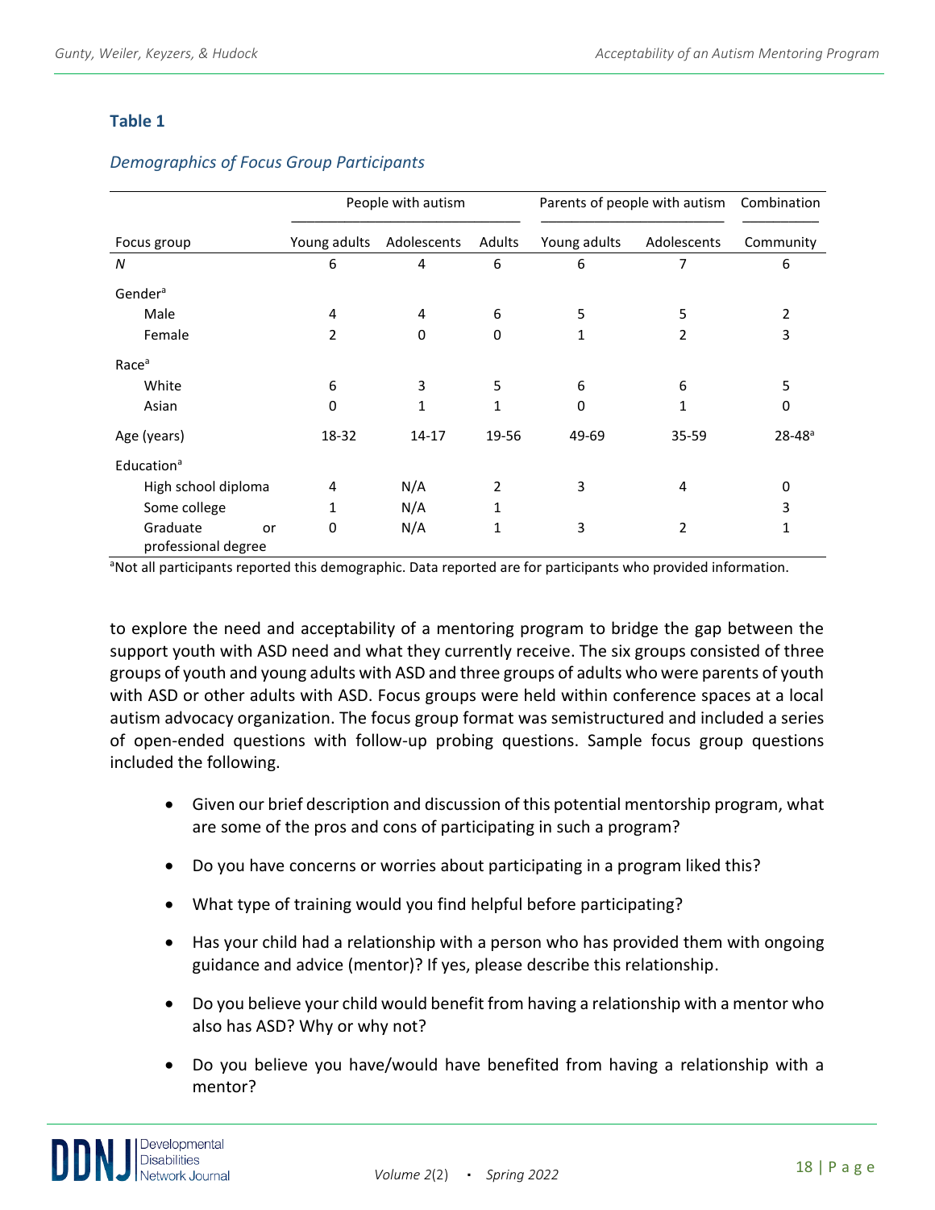**Table 1**

*Demographics of Focus Group Participants*

| | People with autism | | | Parents of people with autism | | Combination |
|---|---|---|---|---|---|---|
| Focus group | Young adults | Adolescents | Adults | Young adults | Adolescents | Community |
| *N* | 6 | 4 | 6 | 6 | 7 | 6 |
| Gender[a] | | | | | | |
| Male | 4 | 4 | 6 | 5 | 5 | 2 |
| Female | 2 | 0 | 0 | 1 | 2 | 3 |
| Race[a] | | | | | | |
| White | 6 | 3 | 5 | 6 | 6 | 5 |
| Asian | 0 | 1 | 1 | 0 | 1 | 0 |
| Age (years) | 18-32 | 14-17 | 19-56 | 49-69 | 35-59 | 28-48[a] |
| Education[a] | | | | | | |
| High school diploma | 4 | N/A | 2 | 3 | 4 | 0 |
| Some college | 1 | N/A | 1 | | | 3 |
| Graduate or professional degree | 0 | N/A | 1 | 3 | 2 | 1 |

[a]Not all participants reported this demographic. Data reported are for participants who provided information.

to explore the need and acceptability of a mentoring program to bridge the gap between the support youth with ASD need and what they currently receive. The six groups consisted of three groups of youth and young adults with ASD and three groups of adults who were parents of youth with ASD or other adults with ASD. Focus groups were held within conference spaces at a local autism advocacy organization. The focus group format was semistructured and included a series of open-ended questions with follow-up probing questions. Sample focus group questions included the following.

- Given our brief description and discussion of this potential mentorship program, what are some of the pros and cons of participating in such a program?
- Do you have concerns or worries about participating in a program liked this?
- What type of training would you find helpful before participating?
- Has your child had a relationship with a person who has provided them with ongoing guidance and advice (mentor)? If yes, please describe this relationship.
- Do you believe your child would benefit from having a relationship with a mentor who also has ASD? Why or why not?
- Do you believe you have/would have benefited from having a relationship with a mentor?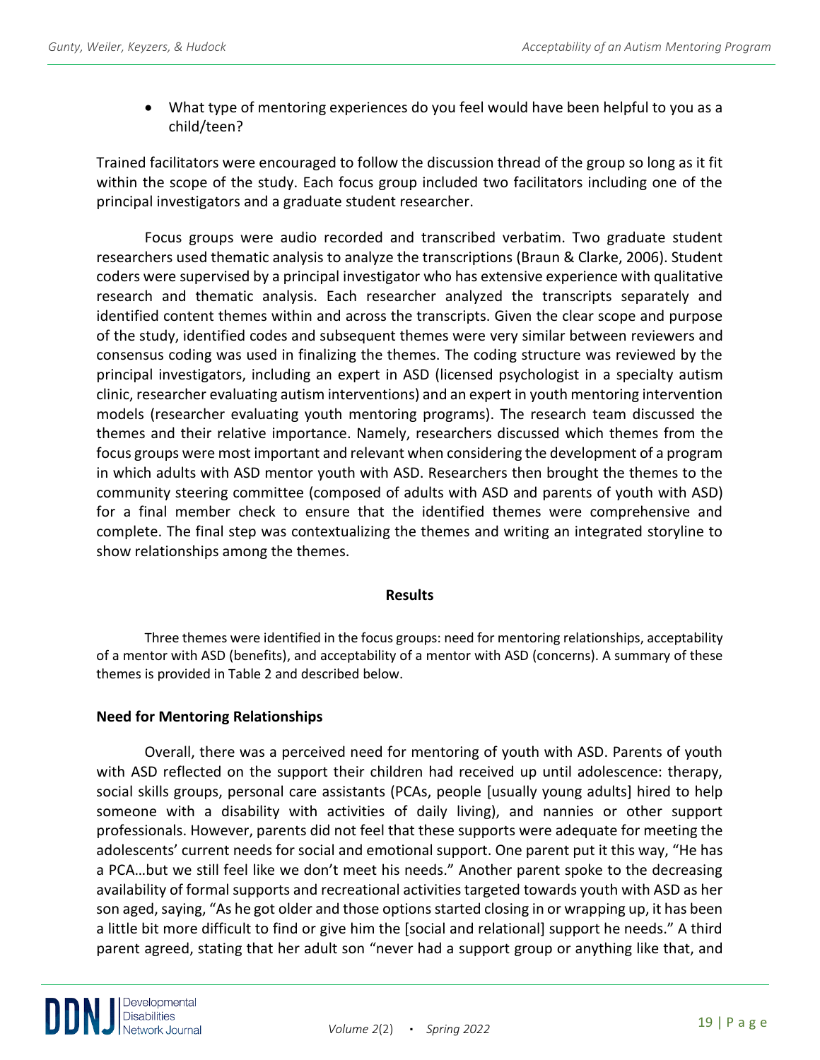- What type of mentoring experiences do you feel would have been helpful to you as a child/teen?

Trained facilitators were encouraged to follow the discussion thread of the group so long as it fit within the scope of the study. Each focus group included two facilitators including one of the principal investigators and a graduate student researcher.

Focus groups were audio recorded and transcribed verbatim. Two graduate student researchers used thematic analysis to analyze the transcriptions (Braun & Clarke, 2006). Student coders were supervised by a principal investigator who has extensive experience with qualitative research and thematic analysis. Each researcher analyzed the transcripts separately and identified content themes within and across the transcripts. Given the clear scope and purpose of the study, identified codes and subsequent themes were very similar between reviewers and consensus coding was used in finalizing the themes. The coding structure was reviewed by the principal investigators, including an expert in ASD (licensed psychologist in a specialty autism clinic, researcher evaluating autism interventions) and an expert in youth mentoring intervention models (researcher evaluating youth mentoring programs). The research team discussed the themes and their relative importance. Namely, researchers discussed which themes from the focus groups were most important and relevant when considering the development of a program in which adults with ASD mentor youth with ASD. Researchers then brought the themes to the community steering committee (composed of adults with ASD and parents of youth with ASD) for a final member check to ensure that the identified themes were comprehensive and complete. The final step was contextualizing the themes and writing an integrated storyline to show relationships among the themes.

## Results

Three themes were identified in the focus groups: need for mentoring relationships, acceptability of a mentor with ASD (benefits), and acceptability of a mentor with ASD (concerns). A summary of these themes is provided in Table 2 and described below.

### Need for Mentoring Relationships

Overall, there was a perceived need for mentoring of youth with ASD. Parents of youth with ASD reflected on the support their children had received up until adolescence: therapy, social skills groups, personal care assistants (PCAs, people [usually young adults] hired to help someone with a disability with activities of daily living), and nannies or other support professionals. However, parents did not feel that these supports were adequate for meeting the adolescents' current needs for social and emotional support. One parent put it this way, "He has a PCA…but we still feel like we don't meet his needs." Another parent spoke to the decreasing availability of formal supports and recreational activities targeted towards youth with ASD as her son aged, saying, "As he got older and those options started closing in or wrapping up, it has been a little bit more difficult to find or give him the [social and relational] support he needs." A third parent agreed, stating that her adult son "never had a support group or anything like that, and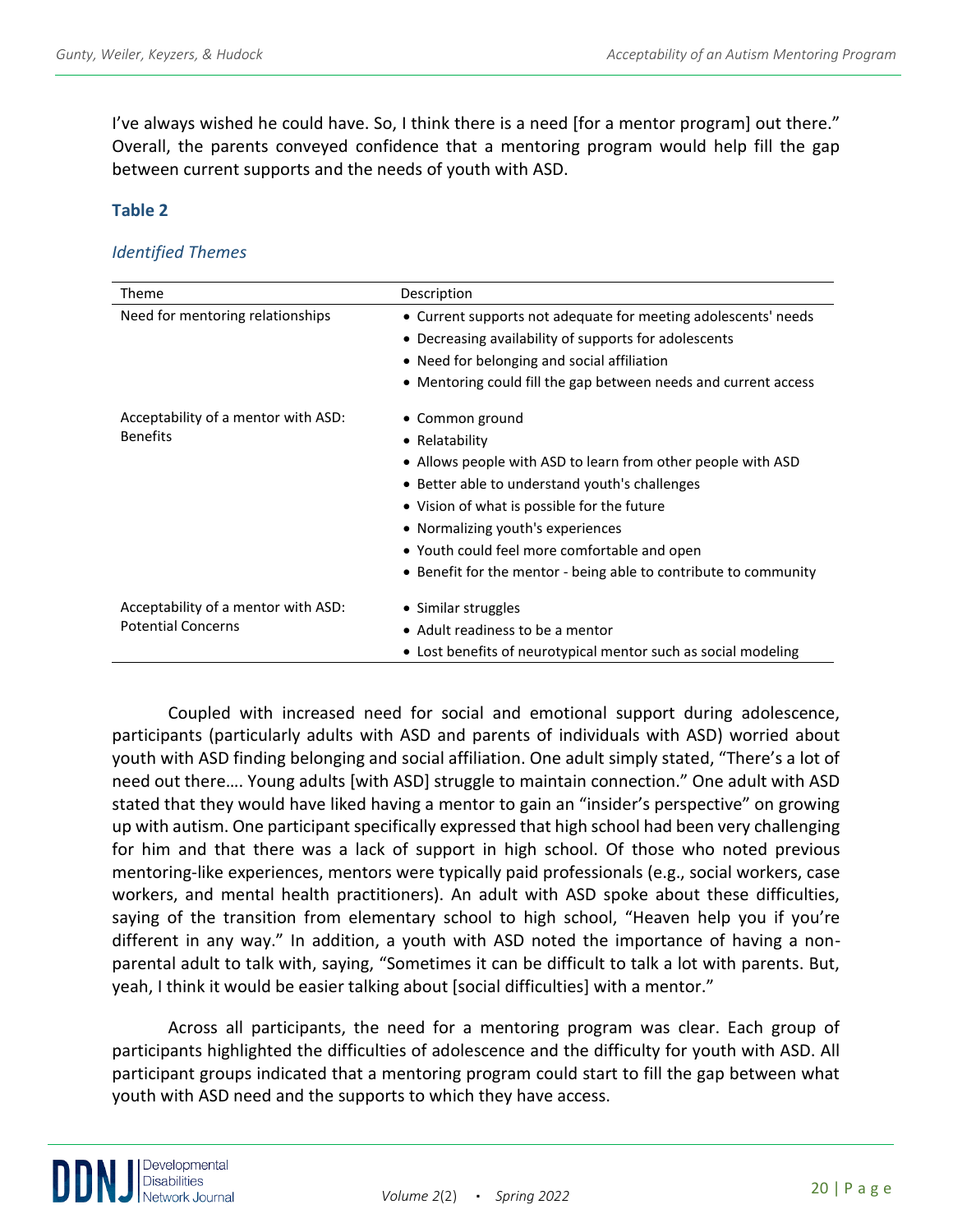I've always wished he could have. So, I think there is a need [for a mentor program] out there." Overall, the parents conveyed confidence that a mentoring program would help fill the gap between current supports and the needs of youth with ASD.

**Table 2**

*Identified Themes*

| Theme | Description |
|---|---|
| Need for mentoring relationships | • Current supports not adequate for meeting adolescents' needs<br>• Decreasing availability of supports for adolescents<br>• Need for belonging and social affiliation<br>• Mentoring could fill the gap between needs and current access |
| Acceptability of a mentor with ASD: Benefits | • Common ground<br>• Relatability<br>• Allows people with ASD to learn from other people with ASD<br>• Better able to understand youth's challenges<br>• Vision of what is possible for the future<br>• Normalizing youth's experiences<br>• Youth could feel more comfortable and open<br>• Benefit for the mentor - being able to contribute to community |
| Acceptability of a mentor with ASD: Potential Concerns | • Similar struggles<br>• Adult readiness to be a mentor<br>• Lost benefits of neurotypical mentor such as social modeling |

Coupled with increased need for social and emotional support during adolescence, participants (particularly adults with ASD and parents of individuals with ASD) worried about youth with ASD finding belonging and social affiliation. One adult simply stated, "There's a lot of need out there…. Young adults [with ASD] struggle to maintain connection." One adult with ASD stated that they would have liked having a mentor to gain an "insider's perspective" on growing up with autism. One participant specifically expressed that high school had been very challenging for him and that there was a lack of support in high school. Of those who noted previous mentoring-like experiences, mentors were typically paid professionals (e.g., social workers, case workers, and mental health practitioners). An adult with ASD spoke about these difficulties, saying of the transition from elementary school to high school, "Heaven help you if you're different in any way." In addition, a youth with ASD noted the importance of having a non-parental adult to talk with, saying, "Sometimes it can be difficult to talk a lot with parents. But, yeah, I think it would be easier talking about [social difficulties] with a mentor."

Across all participants, the need for a mentoring program was clear. Each group of participants highlighted the difficulties of adolescence and the difficulty for youth with ASD. All participant groups indicated that a mentoring program could start to fill the gap between what youth with ASD need and the supports to which they have access.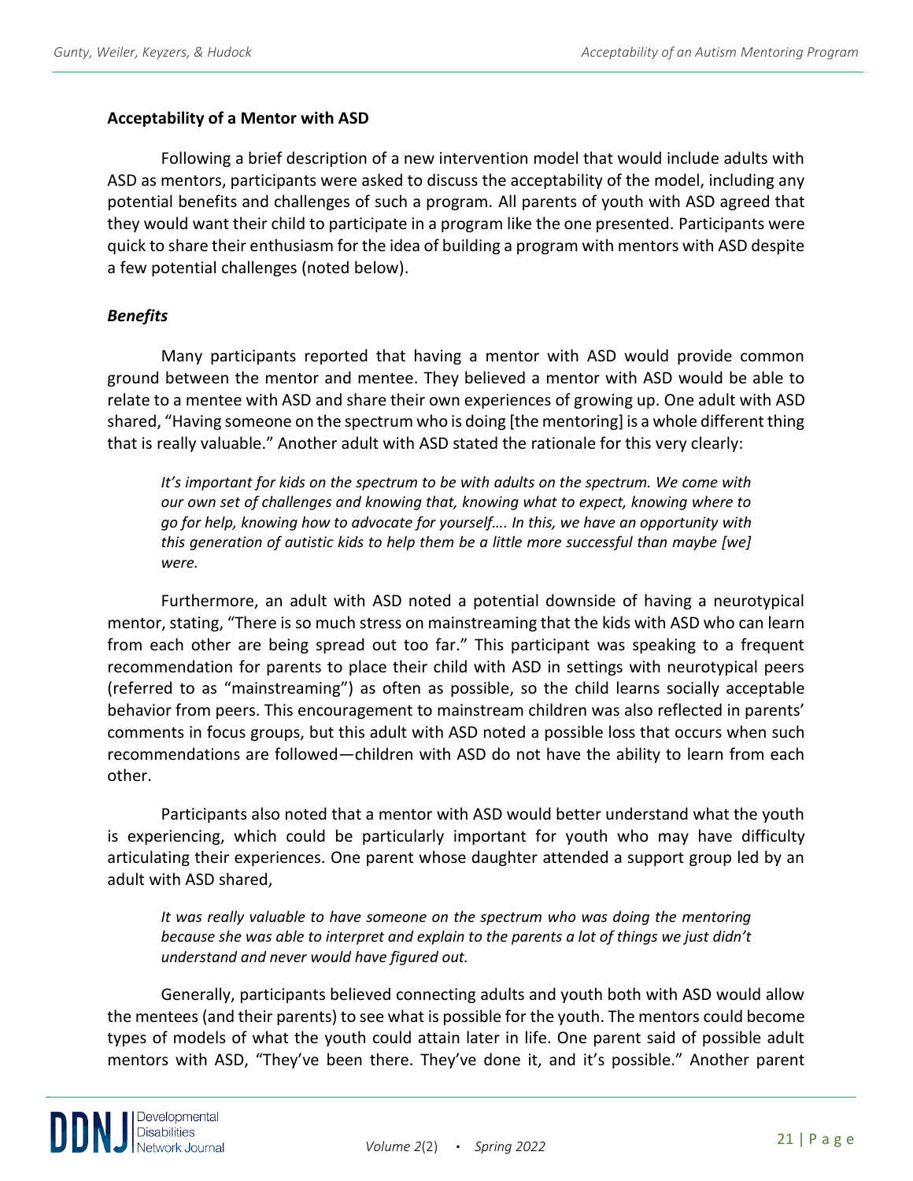### Acceptability of a Mentor with ASD

Following a brief description of a new intervention model that would include adults with ASD as mentors, participants were asked to discuss the acceptability of the model, including any potential benefits and challenges of such a program. All parents of youth with ASD agreed that they would want their child to participate in a program like the one presented. Participants were quick to share their enthusiasm for the idea of building a program with mentors with ASD despite a few potential challenges (noted below).

#### *Benefits*

Many participants reported that having a mentor with ASD would provide common ground between the mentor and mentee. They believed a mentor with ASD would be able to relate to a mentee with ASD and share their own experiences of growing up. One adult with ASD shared, "Having someone on the spectrum who is doing [the mentoring] is a whole different thing that is really valuable." Another adult with ASD stated the rationale for this very clearly:

> *It's important for kids on the spectrum to be with adults on the spectrum. We come with our own set of challenges and knowing that, knowing what to expect, knowing where to go for help, knowing how to advocate for yourself…. In this, we have an opportunity with this generation of autistic kids to help them be a little more successful than maybe [we] were.*

Furthermore, an adult with ASD noted a potential downside of having a neurotypical mentor, stating, "There is so much stress on mainstreaming that the kids with ASD who can learn from each other are being spread out too far." This participant was speaking to a frequent recommendation for parents to place their child with ASD in settings with neurotypical peers (referred to as "mainstreaming") as often as possible, so the child learns socially acceptable behavior from peers. This encouragement to mainstream children was also reflected in parents' comments in focus groups, but this adult with ASD noted a possible loss that occurs when such recommendations are followed—children with ASD do not have the ability to learn from each other.

Participants also noted that a mentor with ASD would better understand what the youth is experiencing, which could be particularly important for youth who may have difficulty articulating their experiences. One parent whose daughter attended a support group led by an adult with ASD shared,

> *It was really valuable to have someone on the spectrum who was doing the mentoring because she was able to interpret and explain to the parents a lot of things we just didn't understand and never would have figured out.*

Generally, participants believed connecting adults and youth both with ASD would allow the mentees (and their parents) to see what is possible for the youth. The mentors could become types of models of what the youth could attain later in life. One parent said of possible adult mentors with ASD, "They've been there. They've done it, and it's possible." Another parent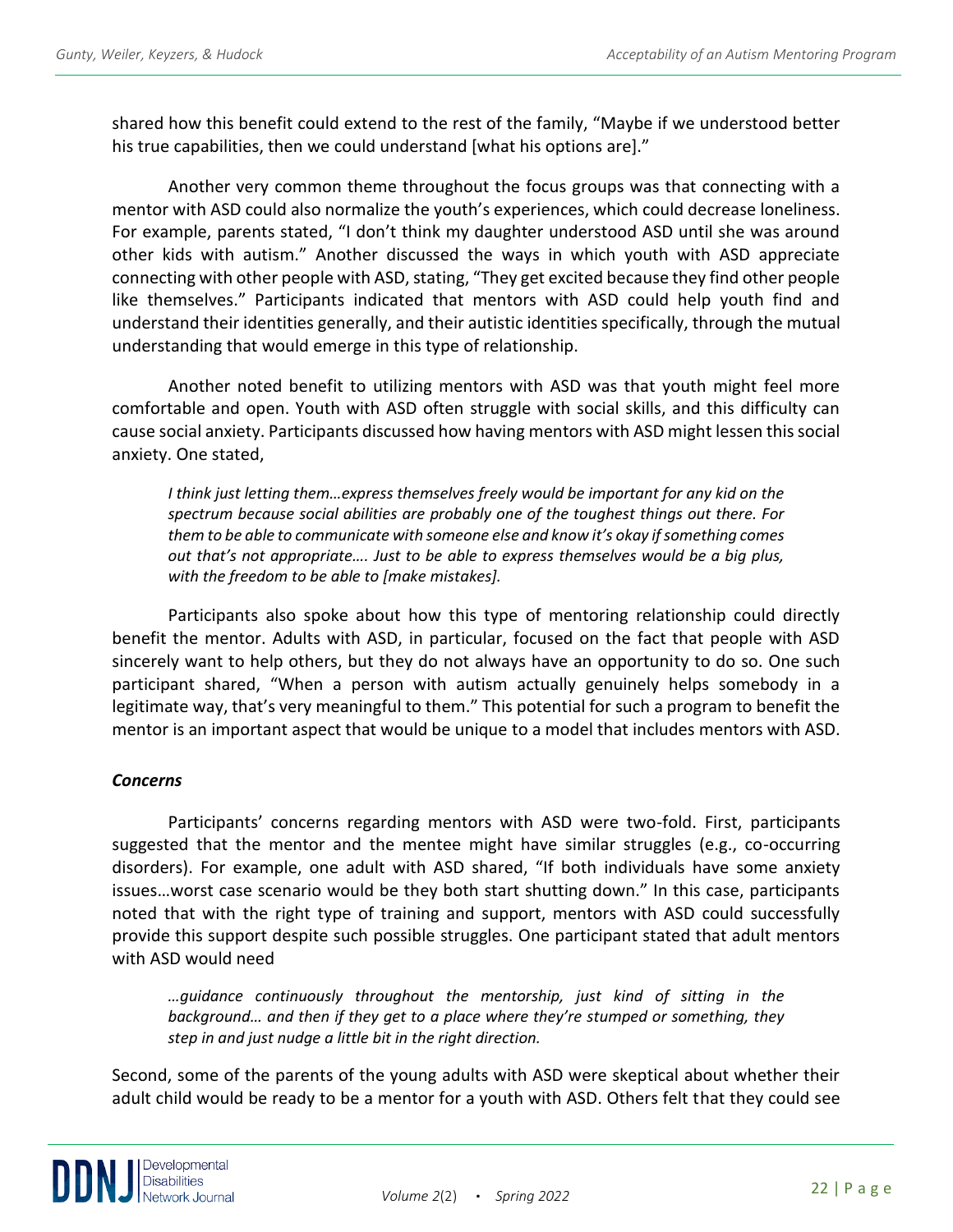shared how this benefit could extend to the rest of the family, "Maybe if we understood better his true capabilities, then we could understand [what his options are]."

Another very common theme throughout the focus groups was that connecting with a mentor with ASD could also normalize the youth's experiences, which could decrease loneliness. For example, parents stated, "I don't think my daughter understood ASD until she was around other kids with autism." Another discussed the ways in which youth with ASD appreciate connecting with other people with ASD, stating, "They get excited because they find other people like themselves." Participants indicated that mentors with ASD could help youth find and understand their identities generally, and their autistic identities specifically, through the mutual understanding that would emerge in this type of relationship.

Another noted benefit to utilizing mentors with ASD was that youth might feel more comfortable and open. Youth with ASD often struggle with social skills, and this difficulty can cause social anxiety. Participants discussed how having mentors with ASD might lessen this social anxiety. One stated,

> *I think just letting them…express themselves freely would be important for any kid on the spectrum because social abilities are probably one of the toughest things out there. For them to be able to communicate with someone else and know it's okay if something comes out that's not appropriate…. Just to be able to express themselves would be a big plus, with the freedom to be able to [make mistakes].*

Participants also spoke about how this type of mentoring relationship could directly benefit the mentor. Adults with ASD, in particular, focused on the fact that people with ASD sincerely want to help others, but they do not always have an opportunity to do so. One such participant shared, "When a person with autism actually genuinely helps somebody in a legitimate way, that's very meaningful to them." This potential for such a program to benefit the mentor is an important aspect that would be unique to a model that includes mentors with ASD.

### *Concerns*

Participants' concerns regarding mentors with ASD were two-fold. First, participants suggested that the mentor and the mentee might have similar struggles (e.g., co-occurring disorders). For example, one adult with ASD shared, "If both individuals have some anxiety issues…worst case scenario would be they both start shutting down." In this case, participants noted that with the right type of training and support, mentors with ASD could successfully provide this support despite such possible struggles. One participant stated that adult mentors with ASD would need

> *…guidance continuously throughout the mentorship, just kind of sitting in the background… and then if they get to a place where they're stumped or something, they step in and just nudge a little bit in the right direction.*

Second, some of the parents of the young adults with ASD were skeptical about whether their adult child would be ready to be a mentor for a youth with ASD. Others felt that they could see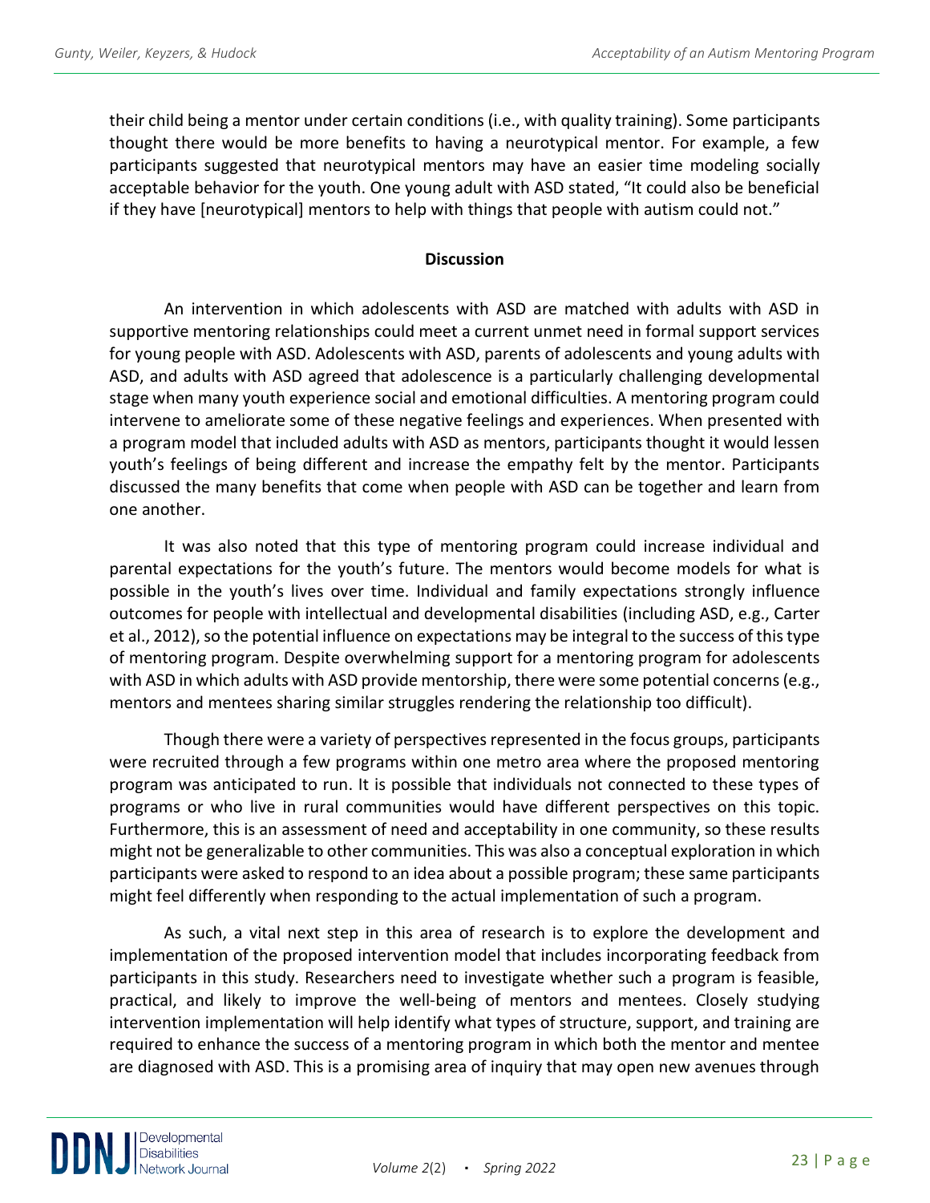their child being a mentor under certain conditions (i.e., with quality training). Some participants thought there would be more benefits to having a neurotypical mentor. For example, a few participants suggested that neurotypical mentors may have an easier time modeling socially acceptable behavior for the youth. One young adult with ASD stated, "It could also be beneficial if they have [neurotypical] mentors to help with things that people with autism could not."

## Discussion

An intervention in which adolescents with ASD are matched with adults with ASD in supportive mentoring relationships could meet a current unmet need in formal support services for young people with ASD. Adolescents with ASD, parents of adolescents and young adults with ASD, and adults with ASD agreed that adolescence is a particularly challenging developmental stage when many youth experience social and emotional difficulties. A mentoring program could intervene to ameliorate some of these negative feelings and experiences. When presented with a program model that included adults with ASD as mentors, participants thought it would lessen youth's feelings of being different and increase the empathy felt by the mentor. Participants discussed the many benefits that come when people with ASD can be together and learn from one another.

It was also noted that this type of mentoring program could increase individual and parental expectations for the youth's future. The mentors would become models for what is possible in the youth's lives over time. Individual and family expectations strongly influence outcomes for people with intellectual and developmental disabilities (including ASD, e.g., Carter et al., 2012), so the potential influence on expectations may be integral to the success of this type of mentoring program. Despite overwhelming support for a mentoring program for adolescents with ASD in which adults with ASD provide mentorship, there were some potential concerns (e.g., mentors and mentees sharing similar struggles rendering the relationship too difficult).

Though there were a variety of perspectives represented in the focus groups, participants were recruited through a few programs within one metro area where the proposed mentoring program was anticipated to run. It is possible that individuals not connected to these types of programs or who live in rural communities would have different perspectives on this topic. Furthermore, this is an assessment of need and acceptability in one community, so these results might not be generalizable to other communities. This was also a conceptual exploration in which participants were asked to respond to an idea about a possible program; these same participants might feel differently when responding to the actual implementation of such a program.

As such, a vital next step in this area of research is to explore the development and implementation of the proposed intervention model that includes incorporating feedback from participants in this study. Researchers need to investigate whether such a program is feasible, practical, and likely to improve the well-being of mentors and mentees. Closely studying intervention implementation will help identify what types of structure, support, and training are required to enhance the success of a mentoring program in which both the mentor and mentee are diagnosed with ASD. This is a promising area of inquiry that may open new avenues through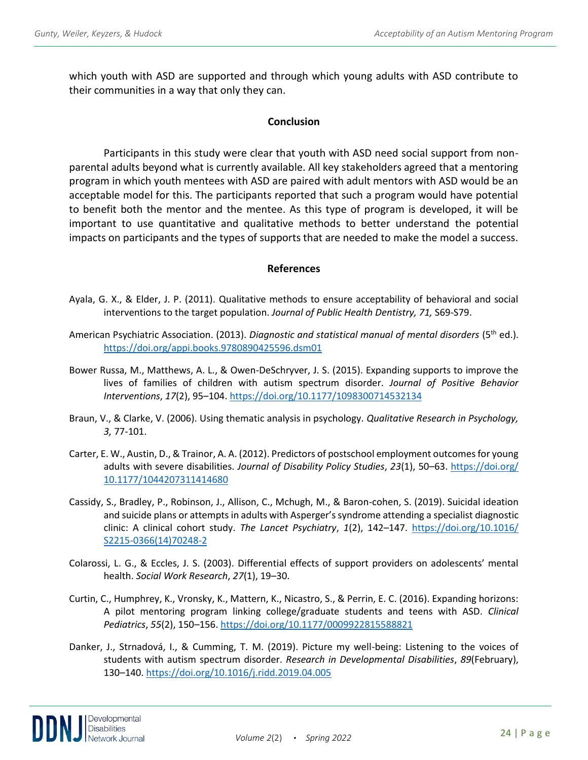which youth with ASD are supported and through which young adults with ASD contribute to their communities in a way that only they can.

## Conclusion

Participants in this study were clear that youth with ASD need social support from non-parental adults beyond what is currently available. All key stakeholders agreed that a mentoring program in which youth mentees with ASD are paired with adult mentors with ASD would be an acceptable model for this. The participants reported that such a program would have potential to benefit both the mentor and the mentee. As this type of program is developed, it will be important to use quantitative and qualitative methods to better understand the potential impacts on participants and the types of supports that are needed to make the model a success.

## References

Ayala, G. X., & Elder, J. P. (2011). Qualitative methods to ensure acceptability of behavioral and social interventions to the target population. *Journal of Public Health Dentistry, 71,* S69-S79.

American Psychiatric Association. (2013). *Diagnostic and statistical manual of mental disorders* (5th ed.). https://doi.org/appi.books.9780890425596.dsm01

Bower Russa, M., Matthews, A. L., & Owen-DeSchryver, J. S. (2015). Expanding supports to improve the lives of families of children with autism spectrum disorder. *Journal of Positive Behavior Interventions*, *17*(2), 95–104. https://doi.org/10.1177/1098300714532134

Braun, V., & Clarke, V. (2006). Using thematic analysis in psychology. *Qualitative Research in Psychology, 3,* 77-101.

Carter, E. W., Austin, D., & Trainor, A. A. (2012). Predictors of postschool employment outcomes for young adults with severe disabilities. *Journal of Disability Policy Studies*, *23*(1), 50–63. https://doi.org/10.1177/1044207311414680

Cassidy, S., Bradley, P., Robinson, J., Allison, C., Mchugh, M., & Baron-cohen, S. (2019). Suicidal ideation and suicide plans or attempts in adults with Asperger's syndrome attending a specialist diagnostic clinic: A clinical cohort study. *The Lancet Psychiatry*, *1*(2), 142–147. https://doi.org/10.1016/S2215-0366(14)70248-2

Colarossi, L. G., & Eccles, J. S. (2003). Differential effects of support providers on adolescents' mental health. *Social Work Research*, *27*(1), 19–30.

Curtin, C., Humphrey, K., Vronsky, K., Mattern, K., Nicastro, S., & Perrin, E. C. (2016). Expanding horizons: A pilot mentoring program linking college/graduate students and teens with ASD. *Clinical Pediatrics*, *55*(2), 150–156. https://doi.org/10.1177/0009922815588821

Danker, J., Strnadová, I., & Cumming, T. M. (2019). Picture my well-being: Listening to the voices of students with autism spectrum disorder. *Research in Developmental Disabilities*, *89*(February), 130–140. https://doi.org/10.1016/j.ridd.2019.04.005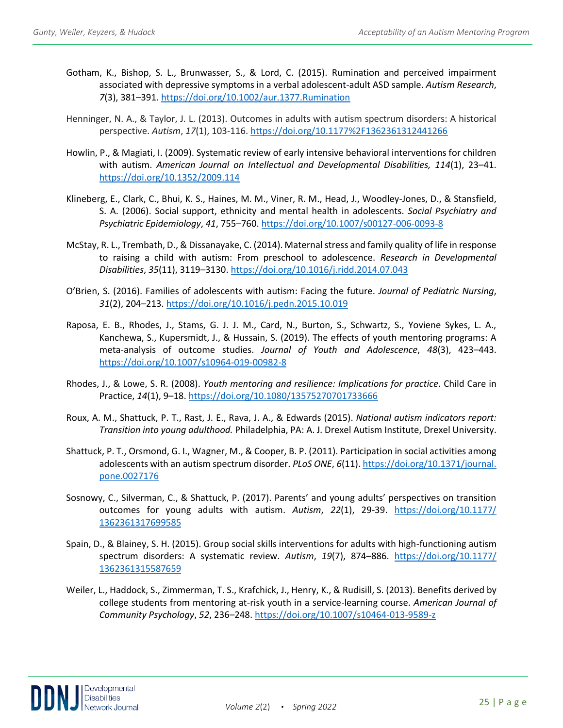Gotham, K., Bishop, S. L., Brunwasser, S., & Lord, C. (2015). Rumination and perceived impairment associated with depressive symptoms in a verbal adolescent-adult ASD sample. *Autism Research*, *7*(3), 381–391. https://doi.org/10.1002/aur.1377.Rumination

Henninger, N. A., & Taylor, J. L. (2013). Outcomes in adults with autism spectrum disorders: A historical perspective. *Autism*, *17*(1), 103-116. https://doi.org/10.1177%2F1362361312441266

Howlin, P., & Magiati, I. (2009). Systematic review of early intensive behavioral interventions for children with autism. *American Journal on Intellectual and Developmental Disabilities, 114*(1), 23–41. https://doi.org/10.1352/2009.114

Klineberg, E., Clark, C., Bhui, K. S., Haines, M. M., Viner, R. M., Head, J., Woodley-Jones, D., & Stansfield, S. A. (2006). Social support, ethnicity and mental health in adolescents. *Social Psychiatry and Psychiatric Epidemiology*, *41*, 755–760. https://doi.org/10.1007/s00127-006-0093-8

McStay, R. L., Trembath, D., & Dissanayake, C. (2014). Maternal stress and family quality of life in response to raising a child with autism: From preschool to adolescence. *Research in Developmental Disabilities*, *35*(11), 3119–3130. https://doi.org/10.1016/j.ridd.2014.07.043

O'Brien, S. (2016). Families of adolescents with autism: Facing the future. *Journal of Pediatric Nursing*, *31*(2), 204–213. https://doi.org/10.1016/j.pedn.2015.10.019

Raposa, E. B., Rhodes, J., Stams, G. J. J. M., Card, N., Burton, S., Schwartz, S., Yoviene Sykes, L. A., Kanchewa, S., Kupersmidt, J., & Hussain, S. (2019). The effects of youth mentoring programs: A meta-analysis of outcome studies. *Journal of Youth and Adolescence*, *48*(3), 423–443. https://doi.org/10.1007/s10964-019-00982-8

Rhodes, J., & Lowe, S. R. (2008). *Youth mentoring and resilience: Implications for practice*. Child Care in Practice, *14*(1), 9–18. https://doi.org/10.1080/13575270701733666

Roux, A. M., Shattuck, P. T., Rast, J. E., Rava, J. A., & Edwards (2015). *National autism indicators report: Transition into young adulthood.* Philadelphia, PA: A. J. Drexel Autism Institute, Drexel University.

Shattuck, P. T., Orsmond, G. I., Wagner, M., & Cooper, B. P. (2011). Participation in social activities among adolescents with an autism spectrum disorder. *PLoS ONE*, *6*(11). https://doi.org/10.1371/journal.pone.0027176

Sosnowy, C., Silverman, C., & Shattuck, P. (2017). Parents' and young adults' perspectives on transition outcomes for young adults with autism. *Autism*, *22*(1), 29-39. https://doi.org/10.1177/1362361317699585

Spain, D., & Blainey, S. H. (2015). Group social skills interventions for adults with high-functioning autism spectrum disorders: A systematic review. *Autism*, *19*(7), 874–886. https://doi.org/10.1177/1362361315587659

Weiler, L., Haddock, S., Zimmerman, T. S., Krafchick, J., Henry, K., & Rudisill, S. (2013). Benefits derived by college students from mentoring at-risk youth in a service-learning course. *American Journal of Community Psychology*, *52*, 236–248. https://doi.org/10.1007/s10464-013-9589-z